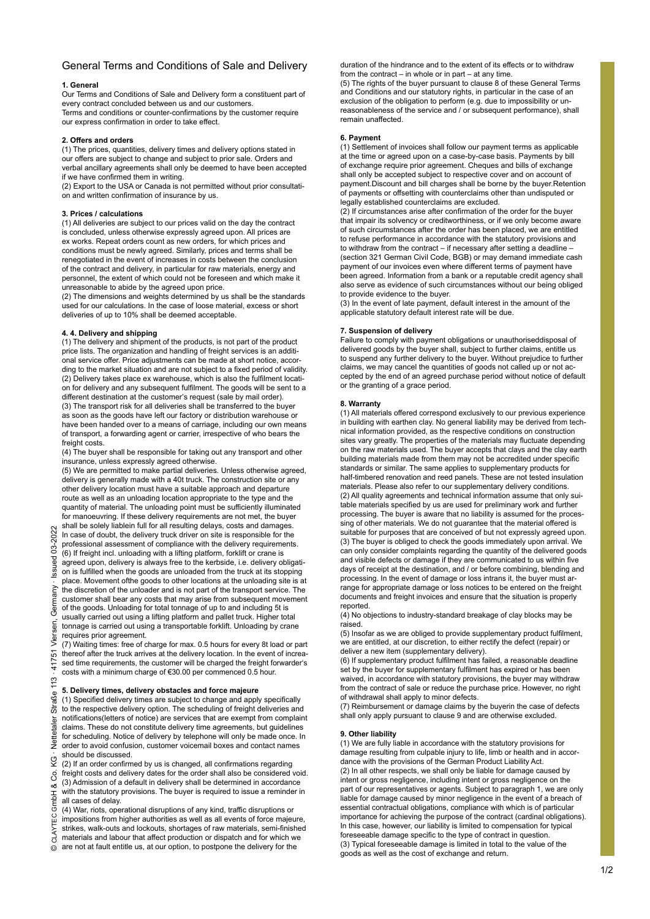# General Terms and Conditions of Sale and Delivery

## 1. General

Our Terms and Conditions of Sale and Delivery form a constituent part of every contract concluded between us and our customers.
Terms and conditions or counter-confirmations by the customer require our express confirmation in order to take effect.

## 2. Offers and orders

(1) The prices, quantities, delivery times and delivery options stated in our offers are subject to change and subject to prior sale. Orders and verbal ancillary agreements shall only be deemed to have been accepted if we have confirmed them in writing.
(2) Export to the USA or Canada is not permitted without prior consultation and written confirmation of insurance by us.

## 3. Prices / calculations

(1) All deliveries are subject to our prices valid on the day the contract is concluded, unless otherwise expressly agreed upon. All prices are ex works. Repeat orders count as new orders, for which prices and conditions must be newly agreed. Similarly, prices and terms shall be renegotiated in the event of increases in costs between the conclusion of the contract and delivery, in particular for raw materials, energy and personnel, the extent of which could not be foreseen and which make it unreasonable to abide by the agreed upon price.
(2) The dimensions and weights determined by us shall be the standards used for our calculations. In the case of loose material, excess or short deliveries of up to 10% shall be deemed acceptable.

## 4. 4. Delivery and shipping

(1) The delivery and shipment of the products, is not part of the product price lists. The organization and handling of freight services is an additional service offer. Price adjustments can be made at short notice, according to the market situation and are not subject to a fixed period of validity.
(2) Delivery takes place ex warehouse, which is also the fulfilment location for delivery and any subsequent fulfilment. The goods will be sent to a different destination at the customer's request (sale by mail order).
(3) The transport risk for all deliveries shall be transferred to the buyer as soon as the goods have left our factory or distribution warehouse or have been handed over to a means of carriage, including our own means of transport, a forwarding agent or carrier, irrespective of who bears the freight costs.
(4) The buyer shall be responsible for taking out any transport and other insurance, unless expressly agreed otherwise.
(5) We are permitted to make partial deliveries. Unless otherwise agreed, delivery is generally made with a 40t truck. The construction site or any other delivery location must have a suitable approach and departure route as well as an unloading location appropriate to the type and the quantity of material. The unloading point must be sufficiently illuminated for manoeuvring. If these delivery requirements are not met, the buyer shall be solely liablein full for all resulting delays, costs and damages. In case of doubt, the delivery truck driver on site is responsible for the professional assessment of compliance with the delivery requirements.
(6) If freight incl. unloading with a lifting platform, forklift or crane is agreed upon, delivery is always free to the kerbside, i.e. delivery obligation is fulfilled when the goods are unloaded from the truck at its stopping place. Movement ofthe goods to other locations at the unloading site is at the discretion of the unloader and is not part of the transport service. The customer shall bear any costs that may arise from subsequent movement of the goods. Unloading for total tonnage of up to and including 5t is usually carried out using a lifting platform and pallet truck. Higher total tonnage is carried out using a transportable forklift. Unloading by crane requires prior agreement.
(7) Waiting times: free of charge for max. 0.5 hours for every 8t load or part thereof after the truck arrives at the delivery location. In the event of increased time requirements, the customer will be charged the freight forwarder's costs with a minimum charge of €30.00 per commenced 0.5 hour.

## 5. Delivery times, delivery obstacles and force majeure

(1) Specified delivery times are subject to change and apply specifically to the respective delivery option. The scheduling of freight deliveries and notifications(letters of notice) are services that are exempt from complaint claims. These do not constitute delivery time agreements, but guidelines for scheduling. Notice of delivery by telephone will only be made once. In order to avoid confusion, customer voicemail boxes and contact names should be discussed.
(2) If an order confirmed by us is changed, all confirmations regarding freight costs and delivery dates for the order shall also be considered void.
(3) Admission of a default in delivery shall be determined in accordance with the statutory provisions. The buyer is required to issue a reminder in all cases of delay.
(4) War, riots, operational disruptions of any kind, traffic disruptions or impositions from higher authorities as well as all events of force majeure, strikes, walk-outs and lockouts, shortages of raw materials, semi-finished materials and labour that affect production or dispatch and for which we are not at fault entitle us, at our option, to postpone the delivery for the duration of the hindrance and to the extent of its effects or to withdraw from the contract – in whole or in part – at any time.
(5) The rights of the buyer pursuant to clause 8 of these General Terms and Conditions and our statutory rights, in particular in the case of an exclusion of the obligation to perform (e.g. due to impossibility or unreasonableness of the service and / or subsequent performance), shall remain unaffected.

## 6. Payment

(1) Settlement of invoices shall follow our payment terms as applicable at the time or agreed upon on a case-by-case basis. Payments by bill of exchange require prior agreement. Cheques and bills of exchange shall only be accepted subject to respective cover and on account of payment.Discount and bill charges shall be borne by the buyer.Retention of payments or offsetting with counterclaims other than undisputed or legally established counterclaims are excluded.
(2) If circumstances arise after confirmation of the order for the buyer that impair its solvency or creditworthiness, or if we only become aware of such circumstances after the order has been placed, we are entitled to refuse performance in accordance with the statutory provisions and to withdraw from the contract – if necessary after setting a deadline – (section 321 German Civil Code, BGB) or may demand immediate cash payment of our invoices even where different terms of payment have been agreed. Information from a bank or a reputable credit agency shall also serve as evidence of such circumstances without our being obliged to provide evidence to the buyer.
(3) In the event of late payment, default interest in the amount of the applicable statutory default interest rate will be due.

## 7. Suspension of delivery

Failure to comply with payment obligations or unauthoriseddisposal of delivered goods by the buyer shall, subject to further claims, entitle us to suspend any further delivery to the buyer. Without prejudice to further claims, we may cancel the quantities of goods not called up or not accepted by the end of an agreed purchase period without notice of default or the granting of a grace period.

## 8. Warranty

(1) All materials offered correspond exclusively to our previous experience in building with earthen clay. No general liability may be derived from technical information provided, as the respective conditions on construction sites vary greatly. The properties of the materials may fluctuate depending on the raw materials used. The buyer accepts that clays and the clay earth building materials made from them may not be accredited under specific standards or similar. The same applies to supplementary products for half-timbered renovation and reed panels. These are not tested insulation materials. Please also refer to our supplementary delivery conditions.
(2) All quality agreements and technical information assume that only suitable materials specified by us are used for preliminary work and further processing. The buyer is aware that no liability is assumed for the processing of other materials. We do not guarantee that the material offered is suitable for purposes that are conceived of but not expressly agreed upon.
(3) The buyer is obliged to check the goods immediately upon arrival. We can only consider complaints regarding the quantity of the delivered goods and visible defects or damage if they are communicated to us within five days of receipt at the destination, and / or before combining, blending and processing. In the event of damage or loss intrans it, the buyer must arrange for appropriate damage or loss notices to be entered on the freight documents and freight invoices and ensure that the situation is properly reported.
(4) No objections to industry-standard breakage of clay blocks may be raised.
(5) Insofar as we are obliged to provide supplementary product fulfilment, we are entitled, at our discretion, to either rectify the defect (repair) or deliver a new item (supplementary delivery).
(6) If supplementary product fulfilment has failed, a reasonable deadline set by the buyer for supplementary fulfilment has expired or has been waived, in accordance with statutory provisions, the buyer may withdraw from the contract of sale or reduce the purchase price. However, no right of withdrawal shall apply to minor defects.
(7) Reimbursement or damage claims by the buyerin the case of defects shall only apply pursuant to clause 9 and are otherwise excluded.

## 9. Other liability

(1) We are fully liable in accordance with the statutory provisions for damage resulting from culpable injury to life, limb or health and in accordance with the provisions of the German Product Liability Act.
(2) In all other respects, we shall only be liable for damage caused by intent or gross negligence, including intent or gross negligence on the part of our representatives or agents. Subject to paragraph 1, we are only liable for damage caused by minor negligence in the event of a breach of essential contractual obligations, compliance with which is of particular importance for achieving the purpose of the contract (cardinal obligations). In this case, however, our liability is limited to compensation for typical foreseeable damage specific to the type of contract in question.
(3) Typical foreseeable damage is limited in total to the value of the goods as well as the cost of exchange and return.

© CLAYTEC GmbH & Co. KG · Nettetaler Straße 113 · 41751 Viersen, Germany · Issued 03-2022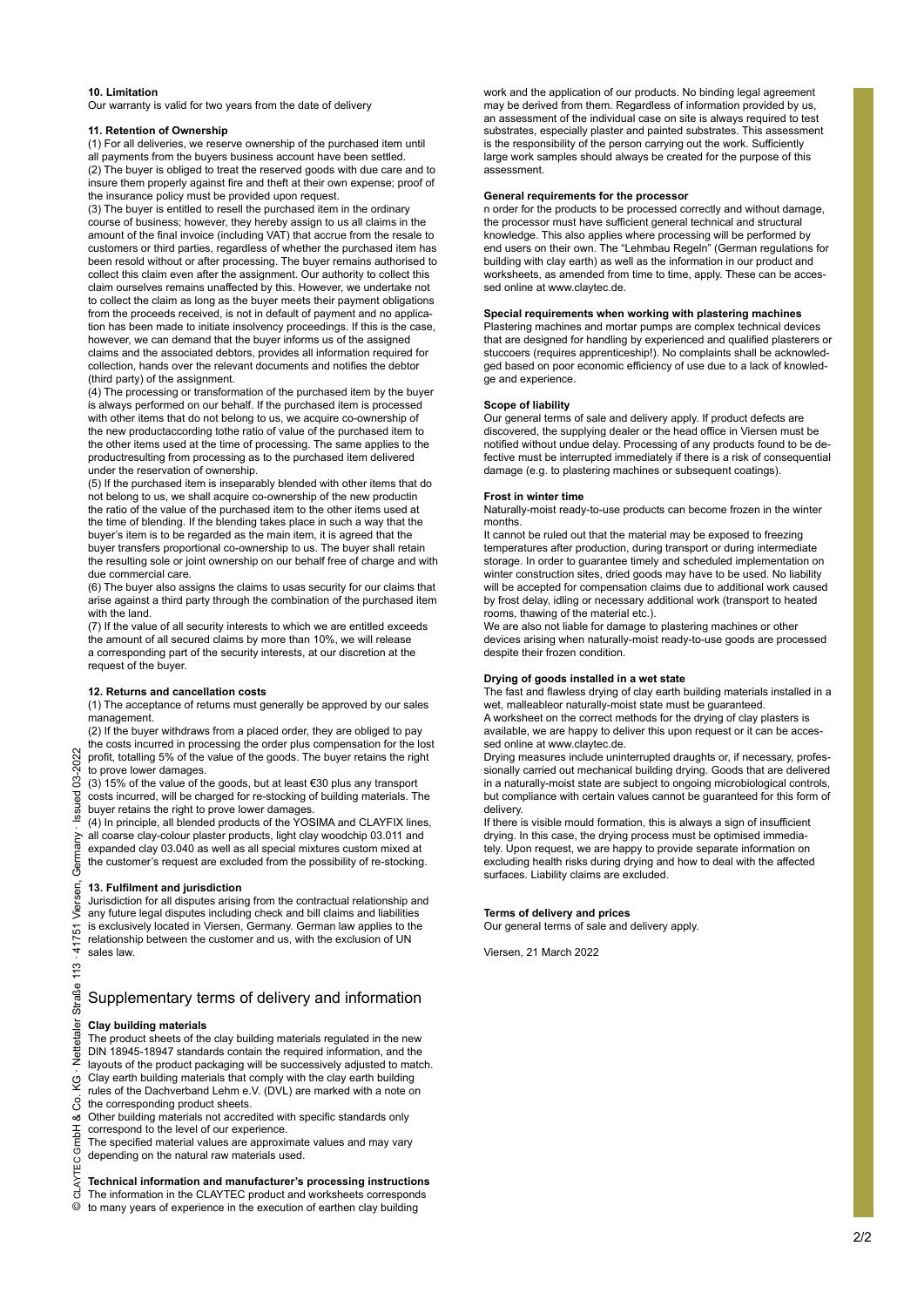**10. Limitation**

Our warranty is valid for two years from the date of delivery

**11. Retention of Ownership**

(1) For all deliveries, we reserve ownership of the purchased item until all payments from the buyers business account have been settled.

(2) The buyer is obliged to treat the reserved goods with due care and to insure them properly against fire and theft at their own expense; proof of the insurance policy must be provided upon request.

(3) The buyer is entitled to resell the purchased item in the ordinary course of business; however, they hereby assign to us all claims in the amount of the final invoice (including VAT) that accrue from the resale to customers or third parties, regardless of whether the purchased item has been resold without or after processing. The buyer remains authorised to collect this claim even after the assignment. Our authority to collect this claim ourselves remains unaffected by this. However, we undertake not to collect the claim as long as the buyer meets their payment obligations from the proceeds received, is not in default of payment and no application has been made to initiate insolvency proceedings. If this is the case, however, we can demand that the buyer informs us of the assigned claims and the associated debtors, provides all information required for collection, hands over the relevant documents and notifies the debtor (third party) of the assignment.

(4) The processing or transformation of the purchased item by the buyer is always performed on our behalf. If the purchased item is processed with other items that do not belong to us, we acquire co-ownership of the new productaccording tothe ratio of value of the purchased item to the other items used at the time of processing. The same applies to the productresulting from processing as to the purchased item delivered under the reservation of ownership.

(5) If the purchased item is inseparably blended with other items that do not belong to us, we shall acquire co-ownership of the new productin the ratio of the value of the purchased item to the other items used at the time of blending. If the blending takes place in such a way that the buyer's item is to be regarded as the main item, it is agreed that the buyer transfers proportional co-ownership to us. The buyer shall retain the resulting sole or joint ownership on our behalf free of charge and with due commercial care.

(6) The buyer also assigns the claims to usas security for our claims that arise against a third party through the combination of the purchased item with the land.

(7) If the value of all security interests to which we are entitled exceeds the amount of all secured claims by more than 10%, we will release a corresponding part of the security interests, at our discretion at the request of the buyer.

**12. Returns and cancellation costs**

(1) The acceptance of returns must generally be approved by our sales management.

(2) If the buyer withdraws from a placed order, they are obliged to pay the costs incurred in processing the order plus compensation for the lost profit, totalling 5% of the value of the goods. The buyer retains the right to prove lower damages.

(3) 15% of the value of the goods, but at least €30 plus any transport costs incurred, will be charged for re-stocking of building materials. The buyer retains the right to prove lower damages.

(4) In principle, all blended products of the YOSIMA and CLAYFIX lines, all coarse clay-colour plaster products, light clay woodchip 03.011 and expanded clay 03.040 as well as all special mixtures custom mixed at the customer's request are excluded from the possibility of re-stocking.

**13. Fulfilment and jurisdiction**

Jurisdiction for all disputes arising from the contractual relationship and any future legal disputes including check and bill claims and liabilities is exclusively located in Viersen, Germany. German law applies to the relationship between the customer and us, with the exclusion of UN sales law.

## Supplementary terms of delivery and information

**Clay building materials**

The product sheets of the clay building materials regulated in the new DIN 18945-18947 standards contain the required information, and the layouts of the product packaging will be successively adjusted to match. Clay earth building materials that comply with the clay earth building rules of the Dachverband Lehm e.V. (DVL) are marked with a note on the corresponding product sheets.

Other building materials not accredited with specific standards only correspond to the level of our experience.

The specified material values are approximate values and may vary depending on the natural raw materials used.

**Technical information and manufacturer's processing instructions**

The information in the CLAYTEC product and worksheets corresponds to many years of experience in the execution of earthen clay building work and the application of our products. No binding legal agreement may be derived from them. Regardless of information provided by us, an assessment of the individual case on site is always required to test substrates, especially plaster and painted substrates. This assessment is the responsibility of the person carrying out the work. Sufficiently large work samples should always be created for the purpose of this assessment.

**General requirements for the processor**

n order for the products to be processed correctly and without damage, the processor must have sufficient general technical and structural knowledge. This also applies where processing will be performed by end users on their own. The "Lehmbau Regeln" (German regulations for building with clay earth) as well as the information in our product and worksheets, as amended from time to time, apply. These can be accessed online at www.claytec.de.

**Special requirements when working with plastering machines**

Plastering machines and mortar pumps are complex technical devices that are designed for handling by experienced and qualified plasterers or stuccoers (requires apprenticeship!). No complaints shall be acknowledged based on poor economic efficiency of use due to a lack of knowledge and experience.

**Scope of liability**

Our general terms of sale and delivery apply. If product defects are discovered, the supplying dealer or the head office in Viersen must be notified without undue delay. Processing of any products found to be defective must be interrupted immediately if there is a risk of consequential damage (e.g. to plastering machines or subsequent coatings).

**Frost in winter time**

Naturally-moist ready-to-use products can become frozen in the winter months.

It cannot be ruled out that the material may be exposed to freezing temperatures after production, during transport or during intermediate storage. In order to guarantee timely and scheduled implementation on winter construction sites, dried goods may have to be used. No liability will be accepted for compensation claims due to additional work caused by frost delay, idling or necessary additional work (transport to heated rooms, thawing of the material etc.).

We are also not liable for damage to plastering machines or other devices arising when naturally-moist ready-to-use goods are processed despite their frozen condition.

**Drying of goods installed in a wet state**

The fast and flawless drying of clay earth building materials installed in a wet, malleableor naturally-moist state must be guaranteed.

A worksheet on the correct methods for the drying of clay plasters is available, we are happy to deliver this upon request or it can be accessed online at www.claytec.de.

Drying measures include uninterrupted draughts or, if necessary, professionally carried out mechanical building drying. Goods that are delivered in a naturally-moist state are subject to ongoing microbiological controls, but compliance with certain values cannot be guaranteed for this form of delivery.

If there is visible mould formation, this is always a sign of insufficient drying. In this case, the drying process must be optimised immediately. Upon request, we are happy to provide separate information on excluding health risks during drying and how to deal with the affected surfaces. Liability claims are excluded.

**Terms of delivery and prices**

Our general terms of sale and delivery apply.

Viersen, 21 March 2022

© CLAYTEC GmbH & Co. KG · Nettetaler Straße 113 · 41751 Viersen, Germany · Issued 03-2022